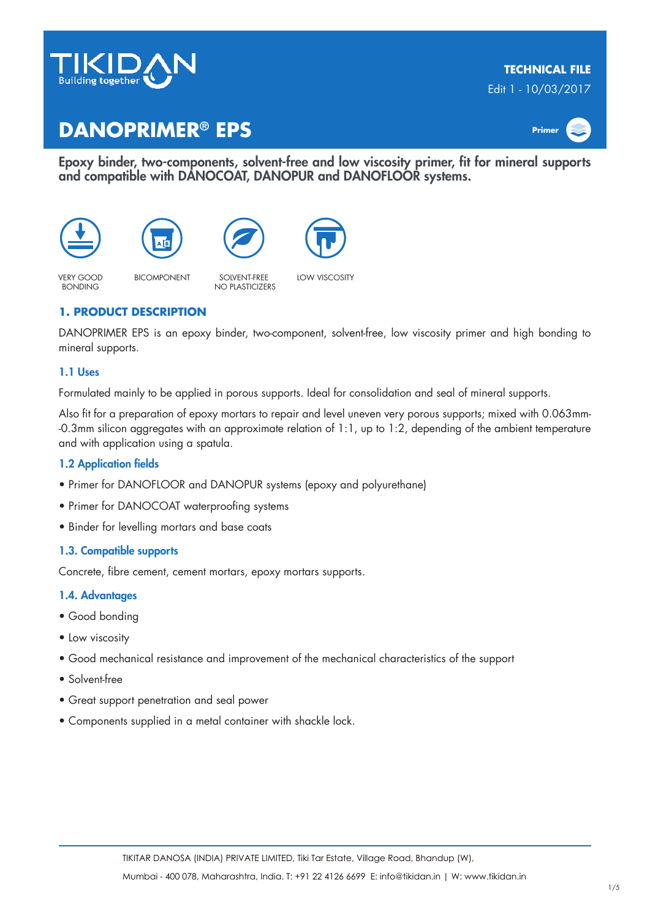TIKIDAN
Building together

**TECHNICAL FILE**
Edit 1 - 10/03/2017

# DANOPRIMER® EPS

Primer

**Epoxy binder, two-components, solvent-free and low viscosity primer, fit for mineral supports and compatible with DANOCOAT, DANOPUR and DANOFLOOR systems.**

VERY GOOD BONDING | BICOMPONENT | SOLVENT-FREE NO PLASTICIZERS | LOW VISCOSITY

## 1. PRODUCT DESCRIPTION

DANOPRIMER EPS is an epoxy binder, two-component, solvent-free, low viscosity primer and high bonding to mineral supports.

### 1.1 Uses

Formulated mainly to be applied in porous supports. Ideal for consolidation and seal of mineral supports.

Also fit for a preparation of epoxy mortars to repair and level uneven very porous supports; mixed with 0.063mm-0.3mm silicon aggregates with an approximate relation of 1:1, up to 1:2, depending of the ambient temperature and with application using a spatula.

### 1.2 Application fields

- Primer for DANOFLOOR and DANOPUR systems (epoxy and polyurethane)
- Primer for DANOCOAT waterproofing systems
- Binder for levelling mortars and base coats

### 1.3. Compatible supports

Concrete, fibre cement, cement mortars, epoxy mortars supports.

### 1.4. Advantages

- Good bonding
- Low viscosity
- Good mechanical resistance and improvement of the mechanical characteristics of the support
- Solvent-free
- Great support penetration and seal power
- Components supplied in a metal container with shackle lock.

TIKITAR DANOSA (INDIA) PRIVATE LIMITED, Tiki Tar Estate, Village Road, Bhandup (W),
Mumbai - 400 078, Maharashtra, India. T: +91 22 4126 6699 E: info@tikidan.in | W: www.tikidan.in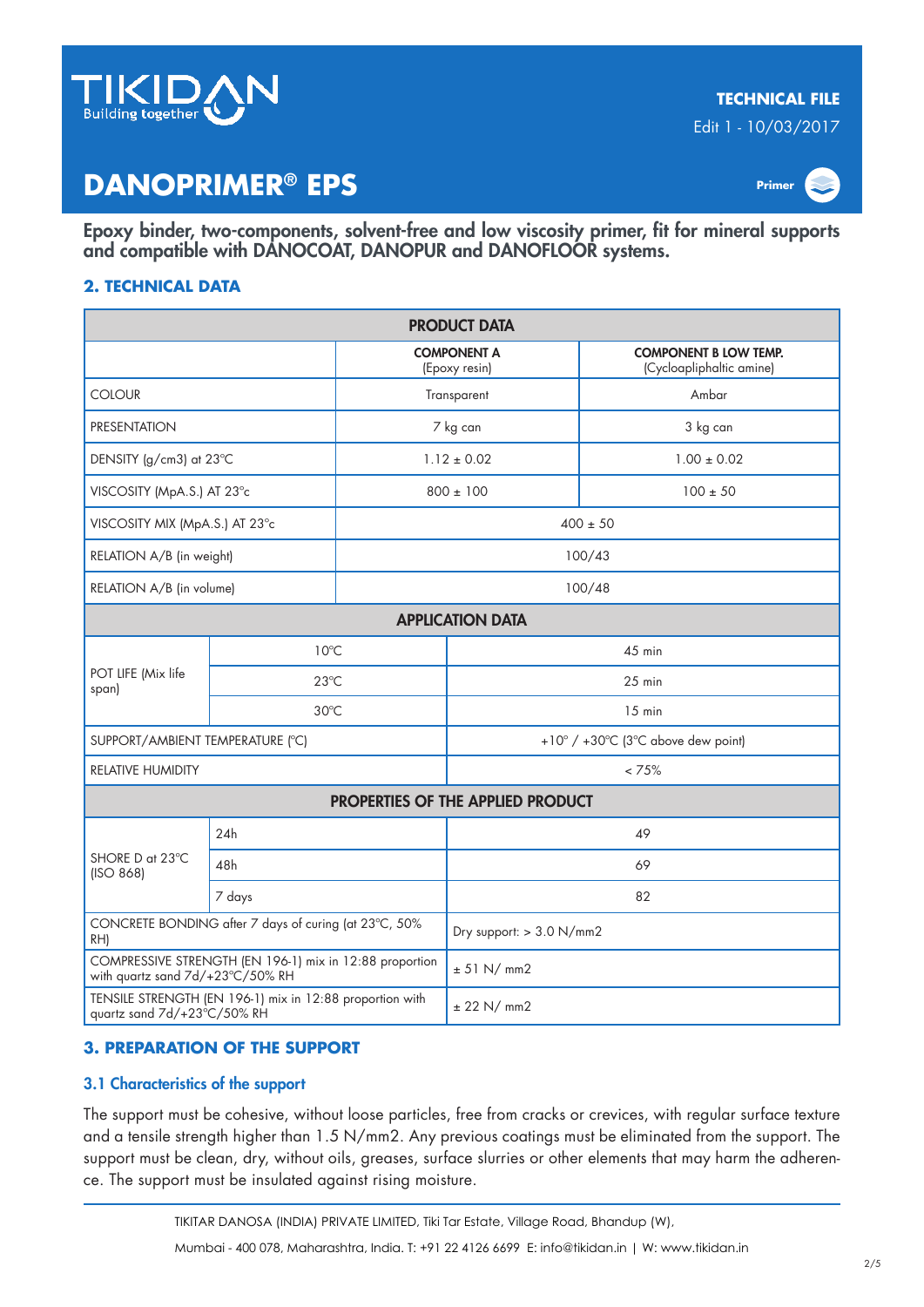TIKIDAN Building together

**TECHNICAL FILE**

Edit 1 - 10/03/2017

# DANOPRIMER® EPS

Primer

**Epoxy binder, two-components, solvent-free and low viscosity primer, fit for mineral supports and compatible with DANOCOAT, DANOPUR and DANOFLOOR systems.**

## 2. TECHNICAL DATA

| PRODUCT DATA | | |
|---|---|---|
| | **COMPONENT A** (Epoxy resin) | **COMPONENT B LOW TEMP.** (Cycloapliphaltic amine) |
| COLOUR | Transparent | Ambar |
| PRESENTATION | 7 kg can | 3 kg can |
| DENSITY (g/cm3) at 23°C | 1.12 ± 0.02 | 1.00 ± 0.02 |
| VISCOSITY (MpA.S.) AT 23°c | 800 ± 100 | 100 ± 50 |
| VISCOSITY MIX (MpA.S.) AT 23°c | 400 ± 50 | |
| RELATION A/B (in weight) | 100/43 | |
| RELATION A/B (in volume) | 100/48 | |

| APPLICATION DATA | | |
|---|---|---|
| POT LIFE (Mix life span) | 10°C | 45 min |
| | 23°C | 25 min |
| | 30°C | 15 min |
| SUPPORT/AMBIENT TEMPERATURE (°C) | | +10° / +30°C (3°C above dew point) |
| RELATIVE HUMIDITY | | < 75% |

| PROPERTIES OF THE APPLIED PRODUCT | | |
|---|---|---|
| SHORE D at 23°C (ISO 868) | 24h | 49 |
| | 48h | 69 |
| | 7 days | 82 |
| CONCRETE BONDING after 7 days of curing (at 23°C, 50% RH) | | Dry support: > 3.0 N/mm2 |
| COMPRESSIVE STRENGTH (EN 196-1) mix in 12:88 proportion with quartz sand 7d/+23°C/50% RH | | ± 51 N/ mm2 |
| TENSILE STRENGTH (EN 196-1) mix in 12:88 proportion with quartz sand 7d/+23°C/50% RH | | ± 22 N/ mm2 |

## 3. PREPARATION OF THE SUPPORT

### 3.1 Characteristics of the support

The support must be cohesive, without loose particles, free from cracks or crevices, with regular surface texture and a tensile strength higher than 1.5 N/mm2. Any previous coatings must be eliminated from the support. The support must be clean, dry, without oils, greases, surface slurries or other elements that may harm the adherence. The support must be insulated against rising moisture.

TIKITAR DANOSA (INDIA) PRIVATE LIMITED, Tiki Tar Estate, Village Road, Bhandup (W), Mumbai - 400 078, Maharashtra, India. T: +91 22 4126 6699 E: info@tikidan.in | W: www.tikidan.in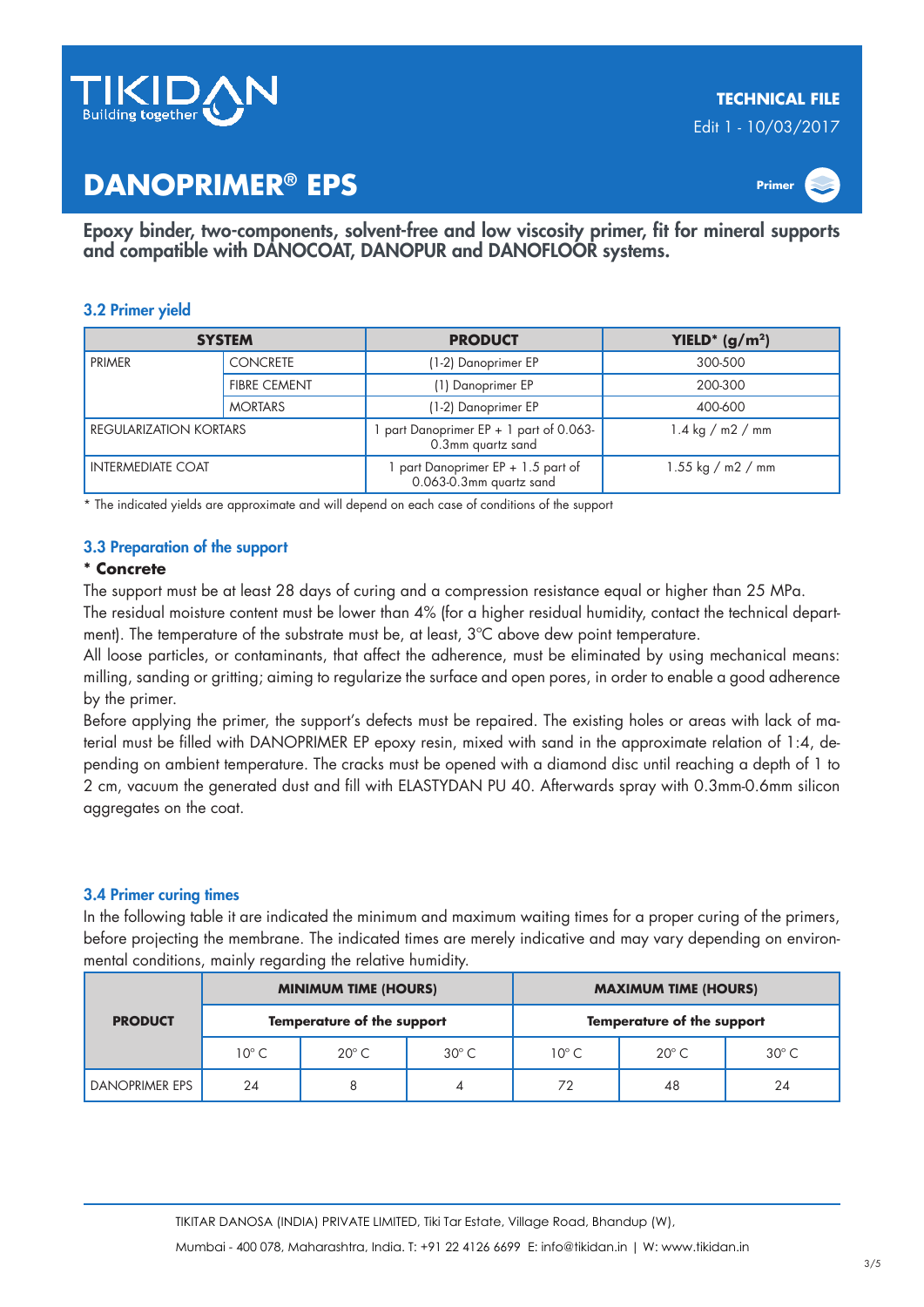# DANOPRIMER® EPS

TECHNICAL FILE
Edit 1 - 10/03/2017

Primer

**Epoxy binder, two-components, solvent-free and low viscosity primer, fit for mineral supports and compatible with DANOCOAT, DANOPUR and DANOFLOOR systems.**

### 3.2 Primer yield

| SYSTEM | | PRODUCT | YIELD* (g/m²) |
|---|---|---|---|
| PRIMER | CONCRETE | (1-2) Danoprimer EP | 300-500 |
| | FIBRE CEMENT | (1) Danoprimer EP | 200-300 |
| | MORTARS | (1-2) Danoprimer EP | 400-600 |
| REGULARIZATION KORTARS | | 1 part Danoprimer EP + 1 part of 0.063-0.3mm quartz sand | 1.4 kg / m2 / mm |
| INTERMEDIATE COAT | | 1 part Danoprimer EP + 1.5 part of 0.063-0.3mm quartz sand | 1.55 kg / m2 / mm |

* The indicated yields are approximate and will depend on each case of conditions of the support

### 3.3 Preparation of the support

**\* Concrete**

The support must be at least 28 days of curing and a compression resistance equal or higher than 25 MPa.
The residual moisture content must be lower than 4% (for a higher residual humidity, contact the technical department). The temperature of the substrate must be, at least, 3°C above dew point temperature.
All loose particles, or contaminants, that affect the adherence, must be eliminated by using mechanical means: milling, sanding or gritting; aiming to regularize the surface and open pores, in order to enable a good adherence by the primer.
Before applying the primer, the support's defects must be repaired. The existing holes or areas with lack of material must be filled with DANOPRIMER EP epoxy resin, mixed with sand in the approximate relation of 1:4, depending on ambient temperature. The cracks must be opened with a diamond disc until reaching a depth of 1 to 2 cm, vacuum the generated dust and fill with ELASTYDAN PU 40. Afterwards spray with 0.3mm-0.6mm silicon aggregates on the coat.

### 3.4 Primer curing times

In the following table it are indicated the minimum and maximum waiting times for a proper curing of the primers, before projecting the membrane. The indicated times are merely indicative and may vary depending on environmental conditions, mainly regarding the relative humidity.

| PRODUCT | MINIMUM TIME (HOURS) | | | MAXIMUM TIME (HOURS) | | |
|---|---|---|---|---|---|---|
| | Temperature of the support | | | Temperature of the support | | |
| | 10° C | 20° C | 30° C | 10° C | 20° C | 30° C |
| DANOPRIMER EPS | 24 | 8 | 4 | 72 | 48 | 24 |

TIKITAR DANOSA (INDIA) PRIVATE LIMITED, Tiki Tar Estate, Village Road, Bhandup (W),
Mumbai - 400 078, Maharashtra, India. T: +91 22 4126 6699 E: info@tikidan.in | W: www.tikidan.in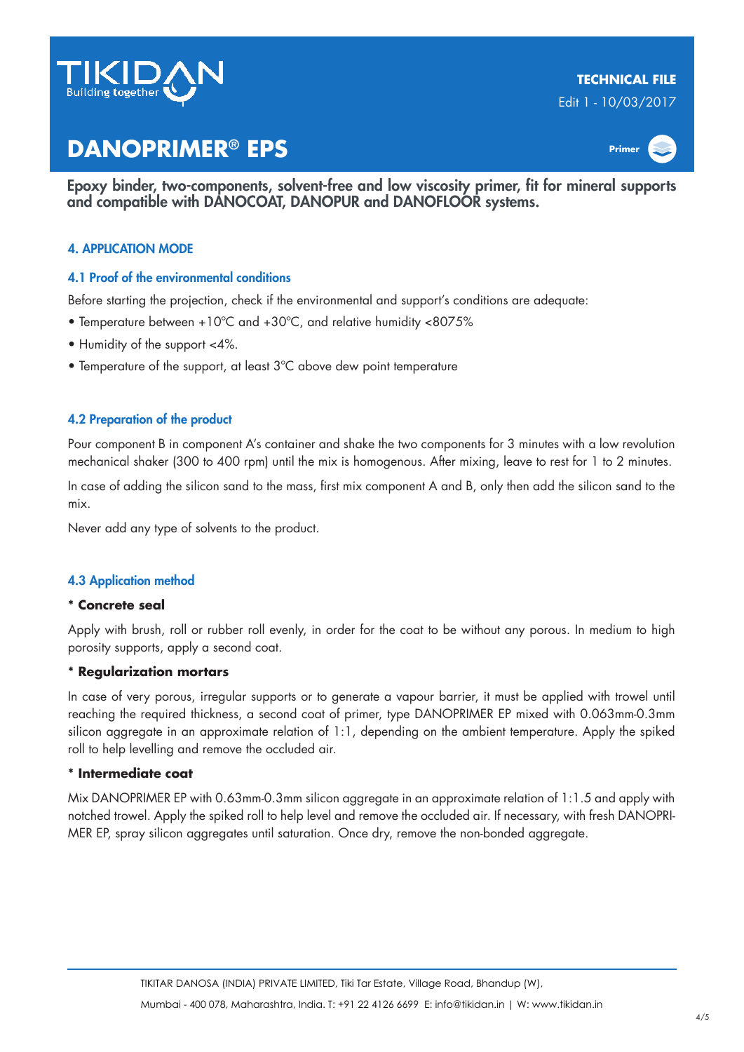# DANOPRIMER® EPS

**Epoxy binder, two-components, solvent-free and low viscosity primer, fit for mineral supports and compatible with DANOCOAT, DANOPUR and DANOFLOOR systems.**

## 4. APPLICATION MODE

### 4.1 Proof of the environmental conditions

Before starting the projection, check if the environmental and support's conditions are adequate:

- Temperature between +10ºC and +30ºC, and relative humidity <8075%
- Humidity of the support <4%.
- Temperature of the support, at least 3ºC above dew point temperature

### 4.2 Preparation of the product

Pour component B in component A's container and shake the two components for 3 minutes with a low revolution mechanical shaker (300 to 400 rpm) until the mix is homogenous. After mixing, leave to rest for 1 to 2 minutes.

In case of adding the silicon sand to the mass, first mix component A and B, only then add the silicon sand to the mix.

Never add any type of solvents to the product.

### 4.3 Application method

**\* Concrete seal**

Apply with brush, roll or rubber roll evenly, in order for the coat to be without any porous. In medium to high porosity supports, apply a second coat.

**\* Regularization mortars**

In case of very porous, irregular supports or to generate a vapour barrier, it must be applied with trowel until reaching the required thickness, a second coat of primer, type DANOPRIMER EP mixed with 0.063mm-0.3mm silicon aggregate in an approximate relation of 1:1, depending on the ambient temperature. Apply the spiked roll to help levelling and remove the occluded air.

**\* Intermediate coat**

Mix DANOPRIMER EP with 0.63mm-0.3mm silicon aggregate in an approximate relation of 1:1.5 and apply with notched trowel. Apply the spiked roll to help level and remove the occluded air. If necessary, with fresh DANOPRIMER EP, spray silicon aggregates until saturation. Once dry, remove the non-bonded aggregate.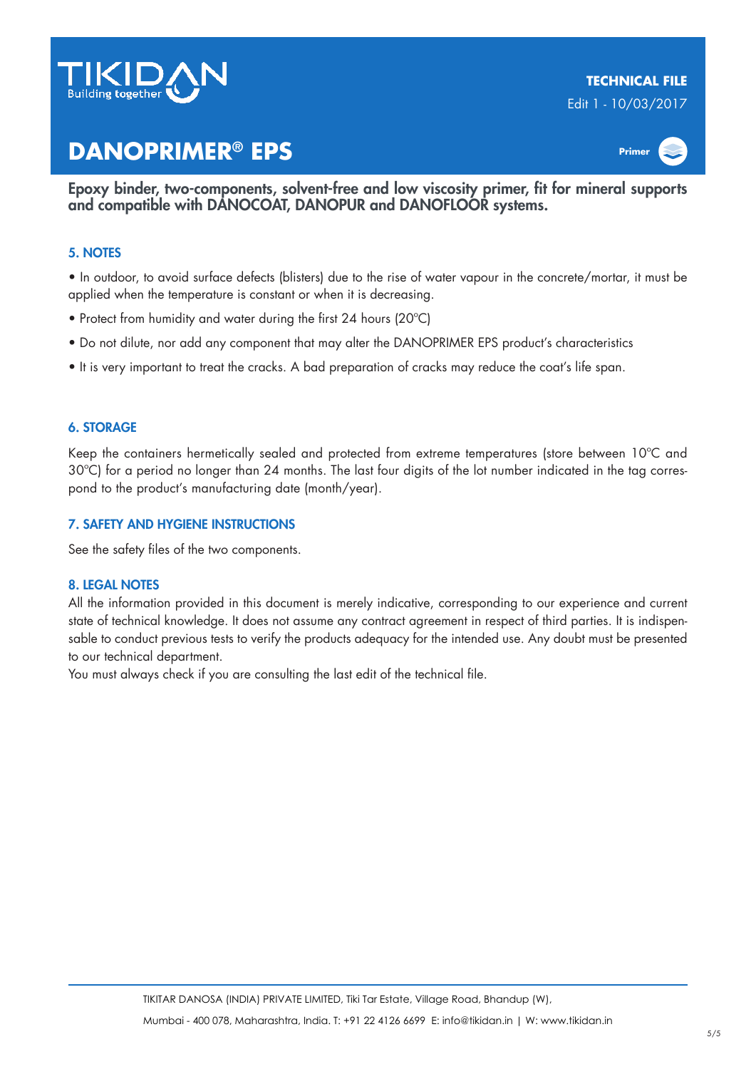# DANOPRIMER® EPS

**Epoxy binder, two-components, solvent-free and low viscosity primer, fit for mineral supports and compatible with DANOCOAT, DANOPUR and DANOFLOOR systems.**

## 5. NOTES

- In outdoor, to avoid surface defects (blisters) due to the rise of water vapour in the concrete/mortar, it must be applied when the temperature is constant or when it is decreasing.
- Protect from humidity and water during the first 24 hours (20ºC)
- Do not dilute, nor add any component that may alter the DANOPRIMER EPS product's characteristics
- It is very important to treat the cracks. A bad preparation of cracks may reduce the coat's life span.

## 6. STORAGE

Keep the containers hermetically sealed and protected from extreme temperatures (store between 10ºC and 30ºC) for a period no longer than 24 months. The last four digits of the lot number indicated in the tag correspond to the product's manufacturing date (month/year).

## 7. SAFETY AND HYGIENE INSTRUCTIONS

See the safety files of the two components.

## 8. LEGAL NOTES

All the information provided in this document is merely indicative, corresponding to our experience and current state of technical knowledge. It does not assume any contract agreement in respect of third parties. It is indispensable to conduct previous tests to verify the products adequacy for the intended use. Any doubt must be presented to our technical department.

You must always check if you are consulting the last edit of the technical file.

TIKITAR DANOSA (INDIA) PRIVATE LIMITED, Tiki Tar Estate, Village Road, Bhandup (W),
Mumbai - 400 078, Maharashtra, India. T: +91 22 4126 6699 E: info@tikidan.in | W: www.tikidan.in